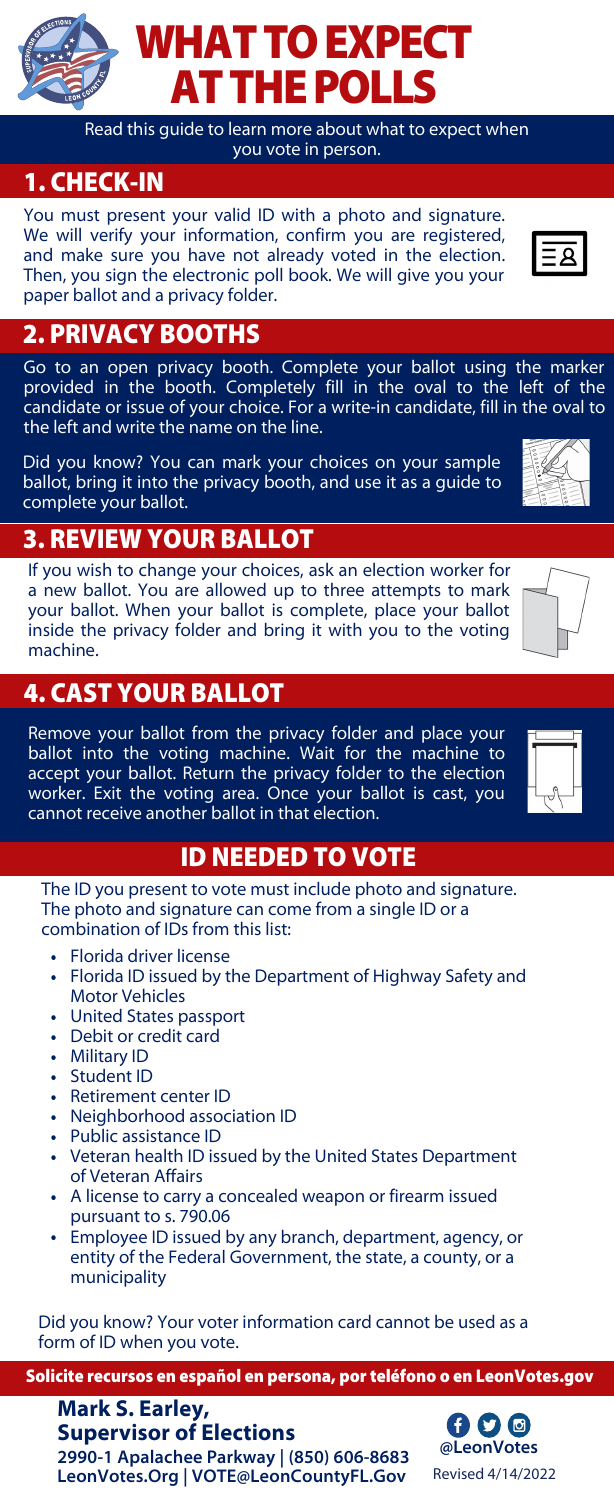# WHAT TO EXPECT AT THE POLLS

Read this guide to learn more about what to expect when you vote in person.

## 1. CHECK-IN

You must present your valid ID with a photo and signature. We will verify your information, confirm you are registered, and make sure you have not already voted in the election. Then, you sign the electronic poll book. We will give you your paper ballot and a privacy folder.

## 2. PRIVACY BOOTHS

Go to an open privacy booth. Complete your ballot using the marker provided in the booth. Completely fill in the oval to the left of the candidate or issue of your choice. For a write-in candidate, fill in the oval to the left and write the name on the line.

Did you know? You can mark your choices on your sample ballot, bring it into the privacy booth, and use it as a guide to complete your ballot.

## 3. REVIEW YOUR BALLOT

If you wish to change your choices, ask an election worker for a new ballot. You are allowed up to three attempts to mark your ballot. When your ballot is complete, place your ballot inside the privacy folder and bring it with you to the voting machine.

## 4. CAST YOUR BALLOT

Remove your ballot from the privacy folder and place your ballot into the voting machine. Wait for the machine to accept your ballot. Return the privacy folder to the election worker. Exit the voting area. Once your ballot is cast, you cannot receive another ballot in that election.

## ID NEEDED TO VOTE

The ID you present to vote must include photo and signature. The photo and signature can come from a single ID or a combination of IDs from this list:

- Florida driver license
- Florida ID issued by the Department of Highway Safety and Motor Vehicles
- United States passport
- Debit or credit card
- Military ID
- Student ID
- Retirement center ID
- Neighborhood association ID
- Public assistance ID
- Veteran health ID issued by the United States Department of Veteran Affairs
- A license to carry a concealed weapon or firearm issued pursuant to s. 790.06
- Employee ID issued by any branch, department, agency, or entity of the Federal Government, the state, a county, or a municipality

Did you know? Your voter information card cannot be used as a form of ID when you vote.

**Solicite recursos en español en persona, por teléfono o en LeonVotes.gov**

**Mark S. Earley,**
**Supervisor of Elections**
**2990-1 Apalachee Parkway | (850) 606-8683**
**LeonVotes.Org | VOTE@LeonCountyFL.Gov**

**@LeonVotes**

Revised 4/14/2022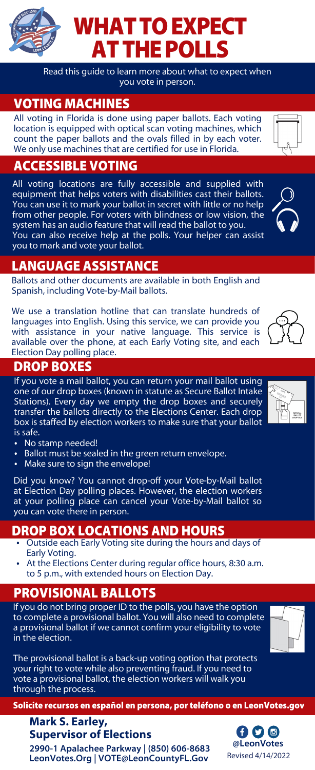# WHAT TO EXPECT AT THE POLLS

Read this guide to learn more about what to expect when you vote in person.

## VOTING MACHINES

All voting in Florida is done using paper ballots. Each voting location is equipped with optical scan voting machines, which count the paper ballots and the ovals filled in by each voter. We only use machines that are certified for use in Florida.

## ACCESSIBLE VOTING

All voting locations are fully accessible and supplied with equipment that helps voters with disabilities cast their ballots. You can use it to mark your ballot in secret with little or no help from other people. For voters with blindness or low vision, the system has an audio feature that will read the ballot to you. You can also receive help at the polls. Your helper can assist you to mark and vote your ballot.

## LANGUAGE ASSISTANCE

Ballots and other documents are available in both English and Spanish, including Vote-by-Mail ballots.

We use a translation hotline that can translate hundreds of languages into English. Using this service, we can provide you with assistance in your native language. This service is available over the phone, at each Early Voting site, and each Election Day polling place.

## DROP BOXES

If you vote a mail ballot, you can return your mail ballot using one of our drop boxes (known in statute as Secure Ballot Intake Stations). Every day we empty the drop boxes and securely transfer the ballots directly to the Elections Center. Each drop box is staffed by election workers to make sure that your ballot is safe.

- No stamp needed!
- Ballot must be sealed in the green return envelope.
- Make sure to sign the envelope!

Did you know? You cannot drop-off your Vote-by-Mail ballot at Election Day polling places. However, the election workers at your polling place can cancel your Vote-by-Mail ballot so you can vote there in person.

## DROP BOX LOCATIONS AND HOURS

- Outside each Early Voting site during the hours and days of Early Voting.
- At the Elections Center during regular office hours, 8:30 a.m. to 5 p.m., with extended hours on Election Day.

## PROVISIONAL BALLOTS

If you do not bring proper ID to the polls, you have the option to complete a provisional ballot. You will also need to complete a provisional ballot if we cannot confirm your eligibility to vote in the election.

The provisional ballot is a back-up voting option that protects your right to vote while also preventing fraud. If you need to vote a provisional ballot, the election workers will walk you through the process.

**Solicite recursos en español en persona, por teléfono o en LeonVotes.gov**

**Mark S. Earley,**
**Supervisor of Elections**
**2990-1 Apalachee Parkway | (850) 606-8683**
**LeonVotes.Org | VOTE@LeonCountyFL.Gov**

**@LeonVotes**

Revised 4/14/2022